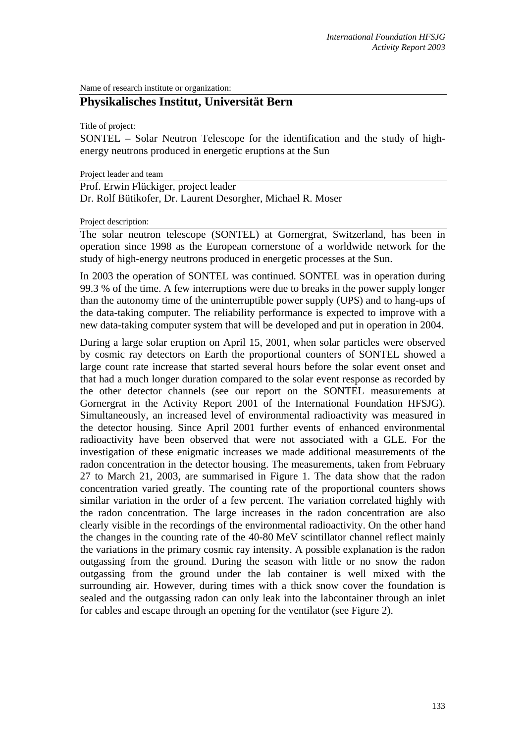Name of research institute or organization:

## Physikalisches Institut, Universität Bern

Title of project:

SONTEL – Solar Neutron Telescope for the identification and the study of high-energy neutrons produced in energetic eruptions at the Sun

Project leader and team

Prof. Erwin Flückiger, project leader
Dr. Rolf Bütikofer, Dr. Laurent Desorgher, Michael R. Moser

Project description:

The solar neutron telescope (SONTEL) at Gornergrat, Switzerland, has been in operation since 1998 as the European cornerstone of a worldwide network for the study of high-energy neutrons produced in energetic processes at the Sun.

In 2003 the operation of SONTEL was continued. SONTEL was in operation during 99.3 % of the time. A few interruptions were due to breaks in the power supply longer than the autonomy time of the uninterruptible power supply (UPS) and to hang-ups of the data-taking computer. The reliability performance is expected to improve with a new data-taking computer system that will be developed and put in operation in 2004.

During a large solar eruption on April 15, 2001, when solar particles were observed by cosmic ray detectors on Earth the proportional counters of SONTEL showed a large count rate increase that started several hours before the solar event onset and that had a much longer duration compared to the solar event response as recorded by the other detector channels (see our report on the SONTEL measurements at Gornergrat in the Activity Report 2001 of the International Foundation HFSJG). Simultaneously, an increased level of environmental radioactivity was measured in the detector housing. Since April 2001 further events of enhanced environmental radioactivity have been observed that were not associated with a GLE. For the investigation of these enigmatic increases we made additional measurements of the radon concentration in the detector housing. The measurements, taken from February 27 to March 21, 2003, are summarised in Figure 1. The data show that the radon concentration varied greatly. The counting rate of the proportional counters shows similar variation in the order of a few percent. The variation correlated highly with the radon concentration. The large increases in the radon concentration are also clearly visible in the recordings of the environmental radioactivity. On the other hand the changes in the counting rate of the 40-80 MeV scintillator channel reflect mainly the variations in the primary cosmic ray intensity. A possible explanation is the radon outgassing from the ground. During the season with little or no snow the radon outgassing from the ground under the lab container is well mixed with the surrounding air. However, during times with a thick snow cover the foundation is sealed and the outgassing radon can only leak into the labcontainer through an inlet for cables and escape through an opening for the ventilator (see Figure 2).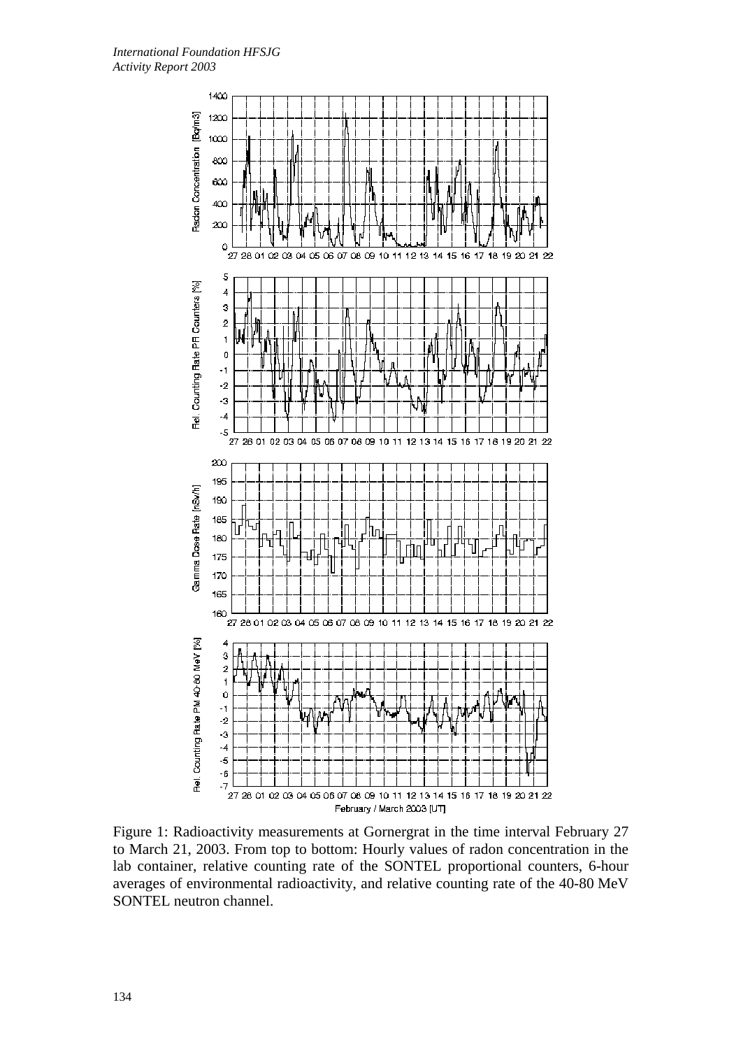Figure 1: Radioactivity measurements at Gornergrat in the time interval February 27 to March 21, 2003. From top to bottom: Hourly values of radon concentration in the lab container, relative counting rate of the SONTEL proportional counters, 6-hour averages of environmental radioactivity, and relative counting rate of the 40-80 MeV SONTEL neutron channel.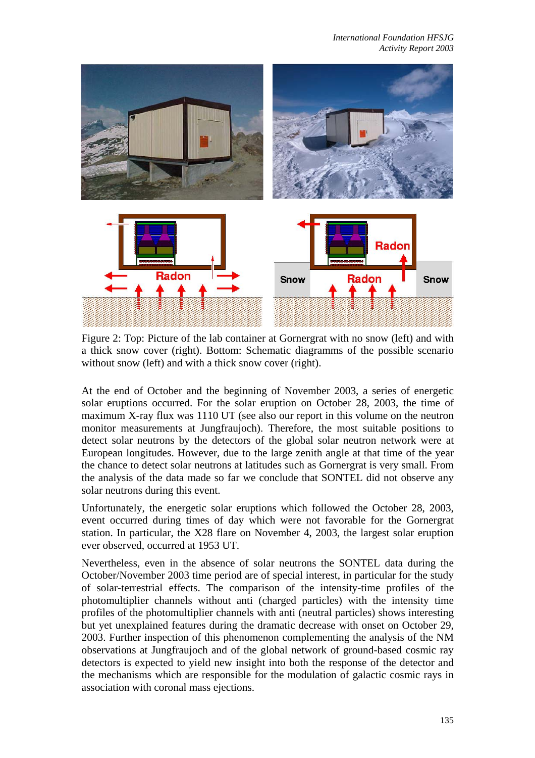Figure 2: Top: Picture of the lab container at Gornergrat with no snow (left) and with a thick snow cover (right). Bottom: Schematic diagramms of the possible scenario without snow (left) and with a thick snow cover (right).

At the end of October and the beginning of November 2003, a series of energetic solar eruptions occurred. For the solar eruption on October 28, 2003, the time of maximum X-ray flux was 1110 UT (see also our report in this volume on the neutron monitor measurements at Jungfraujoch). Therefore, the most suitable positions to detect solar neutrons by the detectors of the global solar neutron network were at European longitudes. However, due to the large zenith angle at that time of the year the chance to detect solar neutrons at latitudes such as Gornergrat is very small. From the analysis of the data made so far we conclude that SONTEL did not observe any solar neutrons during this event.

Unfortunately, the energetic solar eruptions which followed the October 28, 2003, event occurred during times of day which were not favorable for the Gornergrat station. In particular, the X28 flare on November 4, 2003, the largest solar eruption ever observed, occurred at 1953 UT.

Nevertheless, even in the absence of solar neutrons the SONTEL data during the October/November 2003 time period are of special interest, in particular for the study of solar-terrestrial effects. The comparison of the intensity-time profiles of the photomultiplier channels without anti (charged particles) with the intensity time profiles of the photomultiplier channels with anti (neutral particles) shows interesting but yet unexplained features during the dramatic decrease with onset on October 29, 2003. Further inspection of this phenomenon complementing the analysis of the NM observations at Jungfraujoch and of the global network of ground-based cosmic ray detectors is expected to yield new insight into both the response of the detector and the mechanisms which are responsible for the modulation of galactic cosmic rays in association with coronal mass ejections.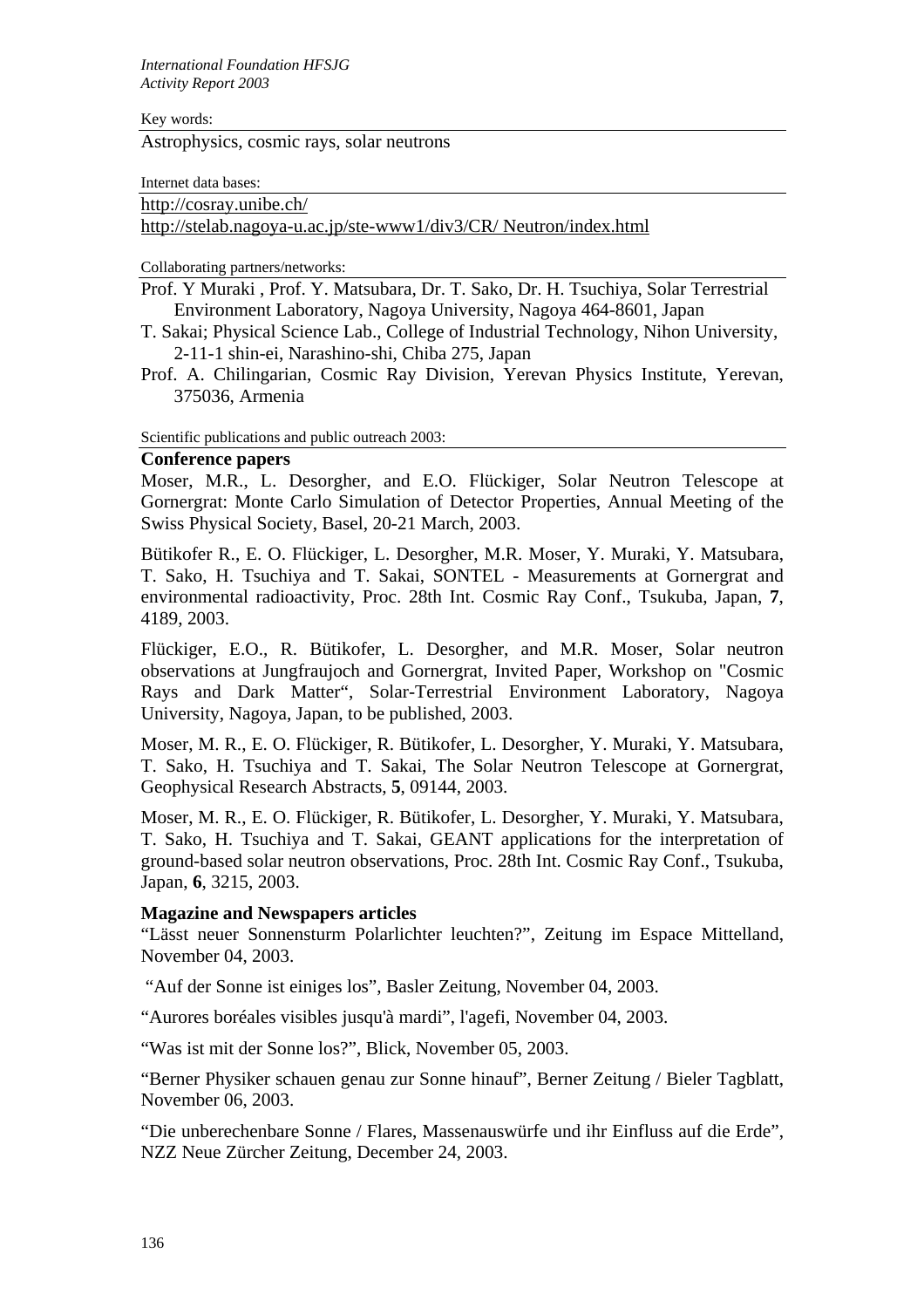Key words:

Astrophysics, cosmic rays, solar neutrons

Internet data bases:

http://cosray.unibe.ch/

http://stelab.nagoya-u.ac.jp/ste-www1/div3/CR/ Neutron/index.html

Collaborating partners/networks:

Prof. Y Muraki , Prof. Y. Matsubara, Dr. T. Sako, Dr. H. Tsuchiya, Solar Terrestrial Environment Laboratory, Nagoya University, Nagoya 464-8601, Japan

T. Sakai; Physical Science Lab., College of Industrial Technology, Nihon University, 2-11-1 shin-ei, Narashino-shi, Chiba 275, Japan

Prof. A. Chilingarian, Cosmic Ray Division, Yerevan Physics Institute, Yerevan, 375036, Armenia

Scientific publications and public outreach 2003:

**Conference papers**

Moser, M.R., L. Desorgher, and E.O. Flückiger, Solar Neutron Telescope at Gornergrat: Monte Carlo Simulation of Detector Properties, Annual Meeting of the Swiss Physical Society, Basel, 20-21 March, 2003.

Bütikofer R., E. O. Flückiger, L. Desorgher, M.R. Moser, Y. Muraki, Y. Matsubara, T. Sako, H. Tsuchiya and T. Sakai, SONTEL - Measurements at Gornergrat and environmental radioactivity, Proc. 28th Int. Cosmic Ray Conf., Tsukuba, Japan, **7**, 4189, 2003.

Flückiger, E.O., R. Bütikofer, L. Desorgher, and M.R. Moser, Solar neutron observations at Jungfraujoch and Gornergrat, Invited Paper, Workshop on "Cosmic Rays and Dark Matter", Solar-Terrestrial Environment Laboratory, Nagoya University, Nagoya, Japan, to be published, 2003.

Moser, M. R., E. O. Flückiger, R. Bütikofer, L. Desorgher, Y. Muraki, Y. Matsubara, T. Sako, H. Tsuchiya and T. Sakai, The Solar Neutron Telescope at Gornergrat, Geophysical Research Abstracts, **5**, 09144, 2003.

Moser, M. R., E. O. Flückiger, R. Bütikofer, L. Desorgher, Y. Muraki, Y. Matsubara, T. Sako, H. Tsuchiya and T. Sakai, GEANT applications for the interpretation of ground-based solar neutron observations, Proc. 28th Int. Cosmic Ray Conf., Tsukuba, Japan, **6**, 3215, 2003.

**Magazine and Newspapers articles**

"Lässt neuer Sonnensturm Polarlichter leuchten?", Zeitung im Espace Mittelland, November 04, 2003.

"Auf der Sonne ist einiges los", Basler Zeitung, November 04, 2003.

"Aurores boréales visibles jusqu'à mardi", l'agefi, November 04, 2003.

"Was ist mit der Sonne los?", Blick, November 05, 2003.

"Berner Physiker schauen genau zur Sonne hinauf", Berner Zeitung / Bieler Tagblatt, November 06, 2003.

"Die unberechenbare Sonne / Flares, Massenauswürfe und ihr Einfluss auf die Erde", NZZ Neue Zürcher Zeitung, December 24, 2003.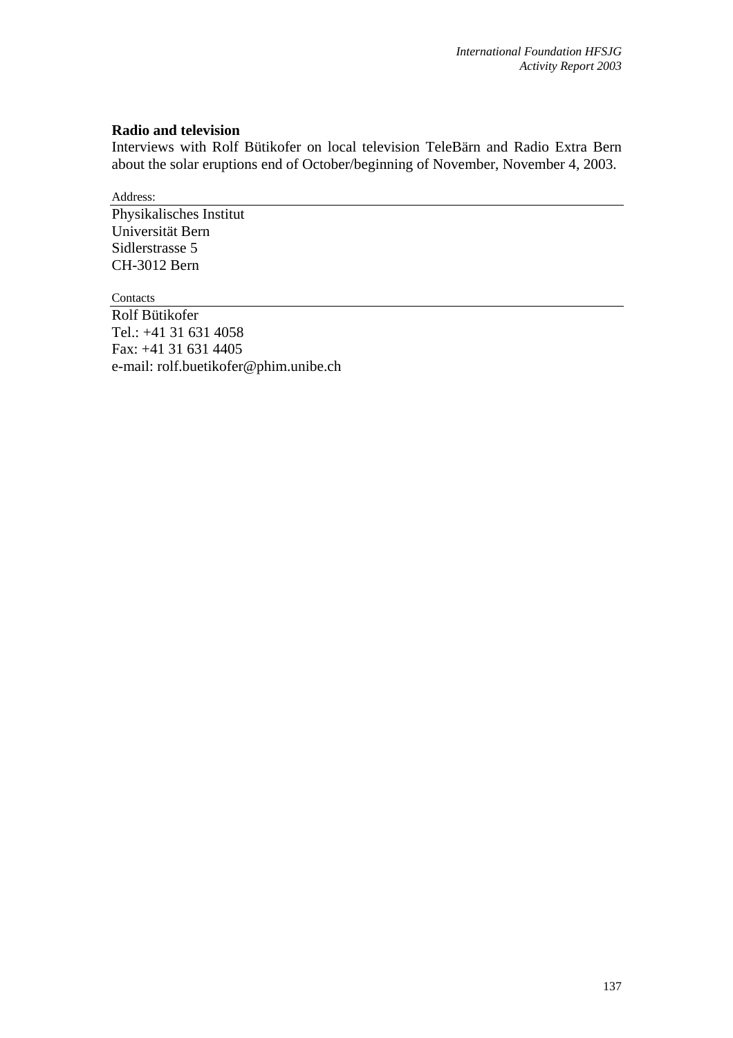**Radio and television**

Interviews with Rolf Bütikofer on local television TeleBärn and Radio Extra Bern about the solar eruptions end of October/beginning of November, November 4, 2003.

Address:

Physikalisches Institut
Universität Bern
Sidlerstrasse 5
CH-3012 Bern

Contacts

Rolf Bütikofer
Tel.: +41 31 631 4058
Fax: +41 31 631 4405
e-mail: rolf.buetikofer@phim.unibe.ch